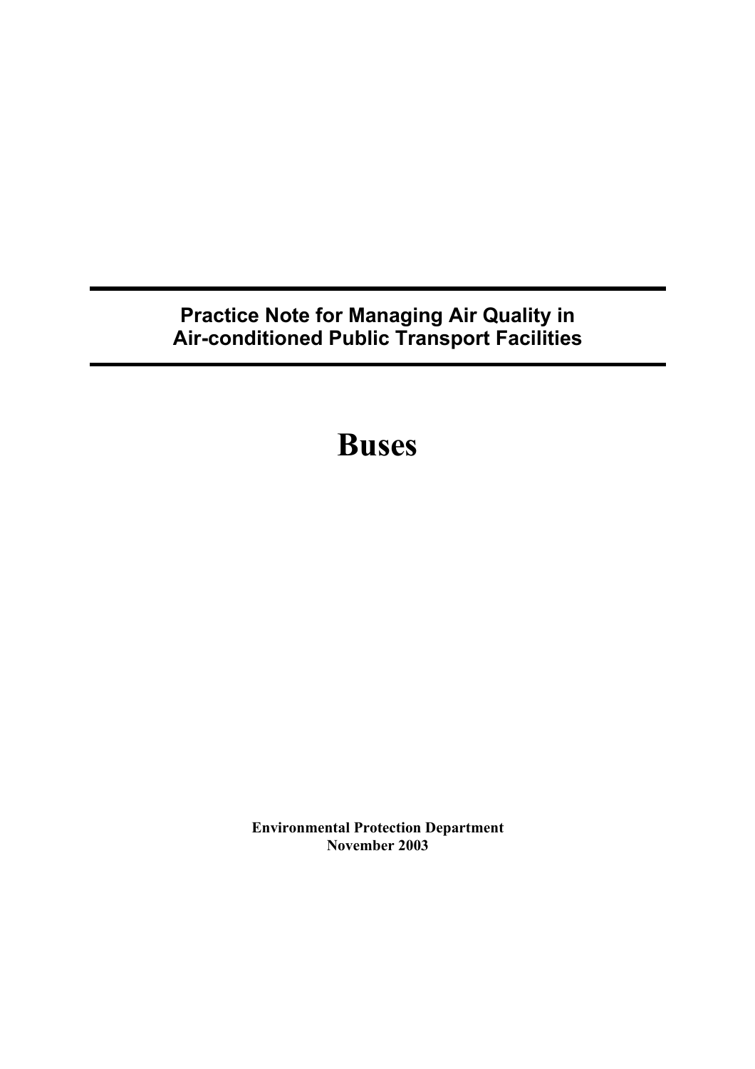# Practice Note for Managing Air Quality in Air-conditioned Public Transport Facilities

# Buses

**Environmental Protection Department**
**November 2003**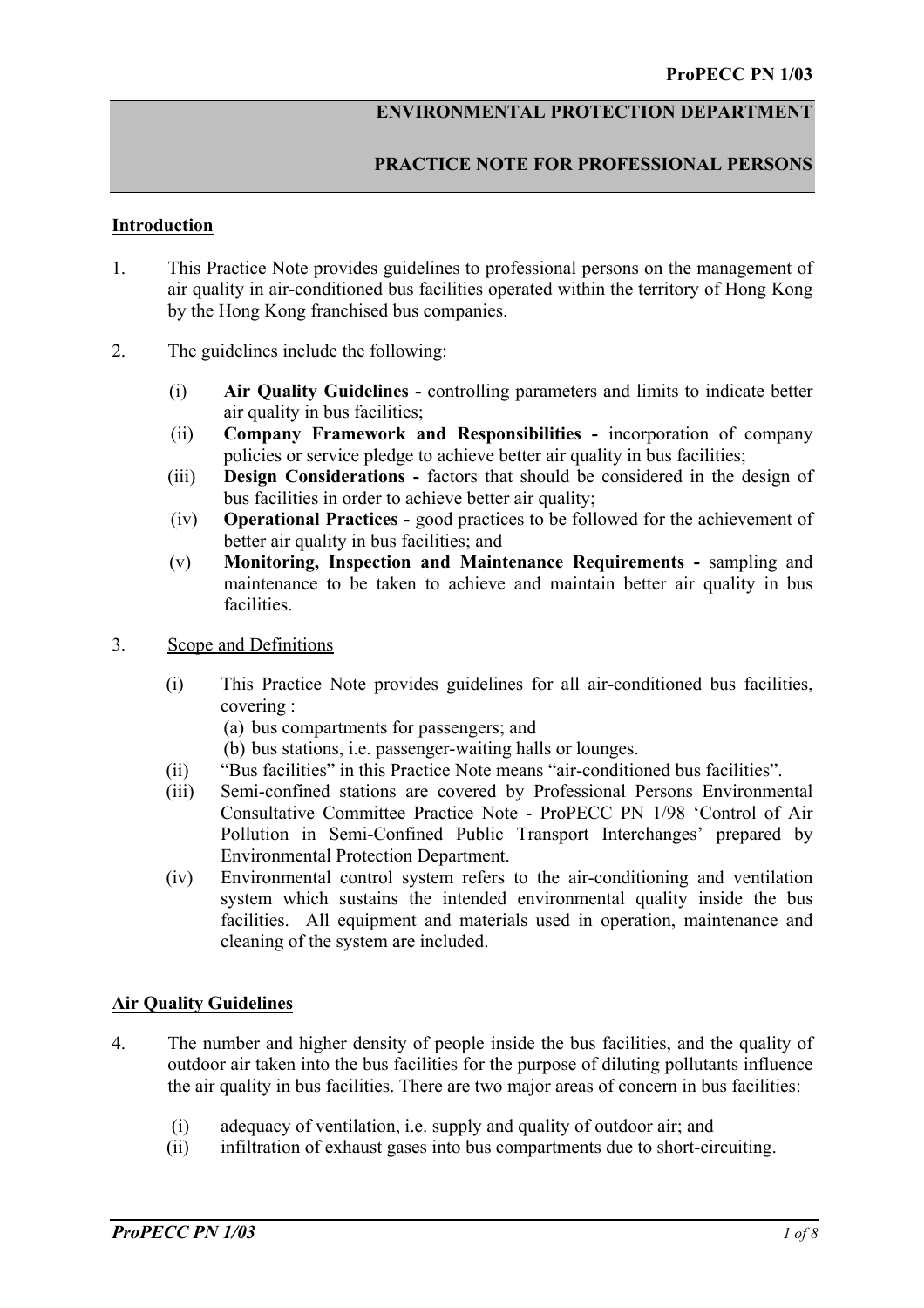**ENVIRONMENTAL PROTECTION DEPARTMENT**

**PRACTICE NOTE FOR PROFESSIONAL PERSONS**

## Introduction

1. This Practice Note provides guidelines to professional persons on the management of air quality in air-conditioned bus facilities operated within the territory of Hong Kong by the Hong Kong franchised bus companies.

2. The guidelines include the following:

   (i) **Air Quality Guidelines -** controlling parameters and limits to indicate better air quality in bus facilities;
   (ii) **Company Framework and Responsibilities -** incorporation of company policies or service pledge to achieve better air quality in bus facilities;
   (iii) **Design Considerations -** factors that should be considered in the design of bus facilities in order to achieve better air quality;
   (iv) **Operational Practices -** good practices to be followed for the achievement of better air quality in bus facilities; and
   (v) **Monitoring, Inspection and Maintenance Requirements -** sampling and maintenance to be taken to achieve and maintain better air quality in bus facilities.

3. Scope and Definitions

   (i) This Practice Note provides guidelines for all air-conditioned bus facilities, covering :
      (a) bus compartments for passengers; and
      (b) bus stations, i.e. passenger-waiting halls or lounges.
   (ii) "Bus facilities" in this Practice Note means "air-conditioned bus facilities".
   (iii) Semi-confined stations are covered by Professional Persons Environmental Consultative Committee Practice Note - ProPECC PN 1/98 'Control of Air Pollution in Semi-Confined Public Transport Interchanges' prepared by Environmental Protection Department.
   (iv) Environmental control system refers to the air-conditioning and ventilation system which sustains the intended environmental quality inside the bus facilities. All equipment and materials used in operation, maintenance and cleaning of the system are included.

## Air Quality Guidelines

4. The number and higher density of people inside the bus facilities, and the quality of outdoor air taken into the bus facilities for the purpose of diluting pollutants influence the air quality in bus facilities. There are two major areas of concern in bus facilities:

   (i) adequacy of ventilation, i.e. supply and quality of outdoor air; and
   (ii) infiltration of exhaust gases into bus compartments due to short-circuiting.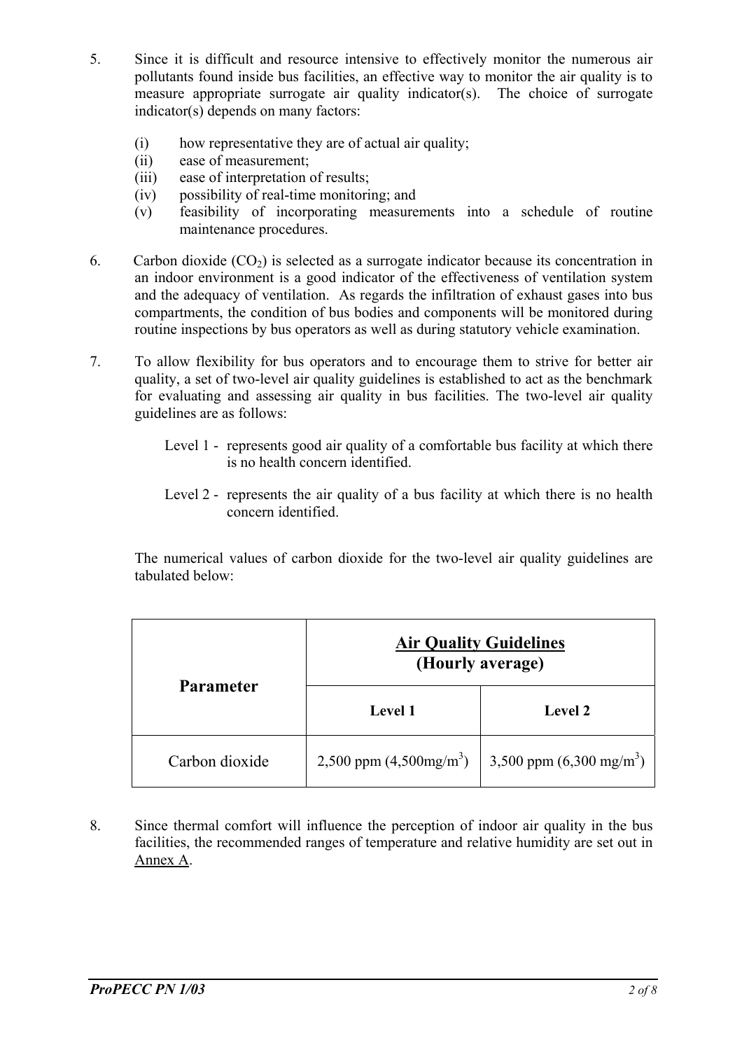5. Since it is difficult and resource intensive to effectively monitor the numerous air pollutants found inside bus facilities, an effective way to monitor the air quality is to measure appropriate surrogate air quality indicator(s). The choice of surrogate indicator(s) depends on many factors:

   (i) how representative they are of actual air quality;
   (ii) ease of measurement;
   (iii) ease of interpretation of results;
   (iv) possibility of real-time monitoring; and
   (v) feasibility of incorporating measurements into a schedule of routine maintenance procedures.

6. Carbon dioxide ($CO_2$) is selected as a surrogate indicator because its concentration in an indoor environment is a good indicator of the effectiveness of ventilation system and the adequacy of ventilation. As regards the infiltration of exhaust gases into bus compartments, the condition of bus bodies and components will be monitored during routine inspections by bus operators as well as during statutory vehicle examination.

7. To allow flexibility for bus operators and to encourage them to strive for better air quality, a set of two-level air quality guidelines is established to act as the benchmark for evaluating and assessing air quality in bus facilities. The two-level air quality guidelines are as follows:

   Level 1 - represents good air quality of a comfortable bus facility at which there is no health concern identified.

   Level 2 - represents the air quality of a bus facility at which there is no health concern identified.

   The numerical values of carbon dioxide for the two-level air quality guidelines are tabulated below:

| **Parameter** | **Air Quality Guidelines (Hourly average)** | |
|---|---|---|
| | **Level 1** | **Level 2** |
| Carbon dioxide | 2,500 ppm (4,500mg/m$^3$) | 3,500 ppm (6,300 mg/m$^3$) |

8. Since thermal comfort will influence the perception of indoor air quality in the bus facilities, the recommended ranges of temperature and relative humidity are set out in Annex A.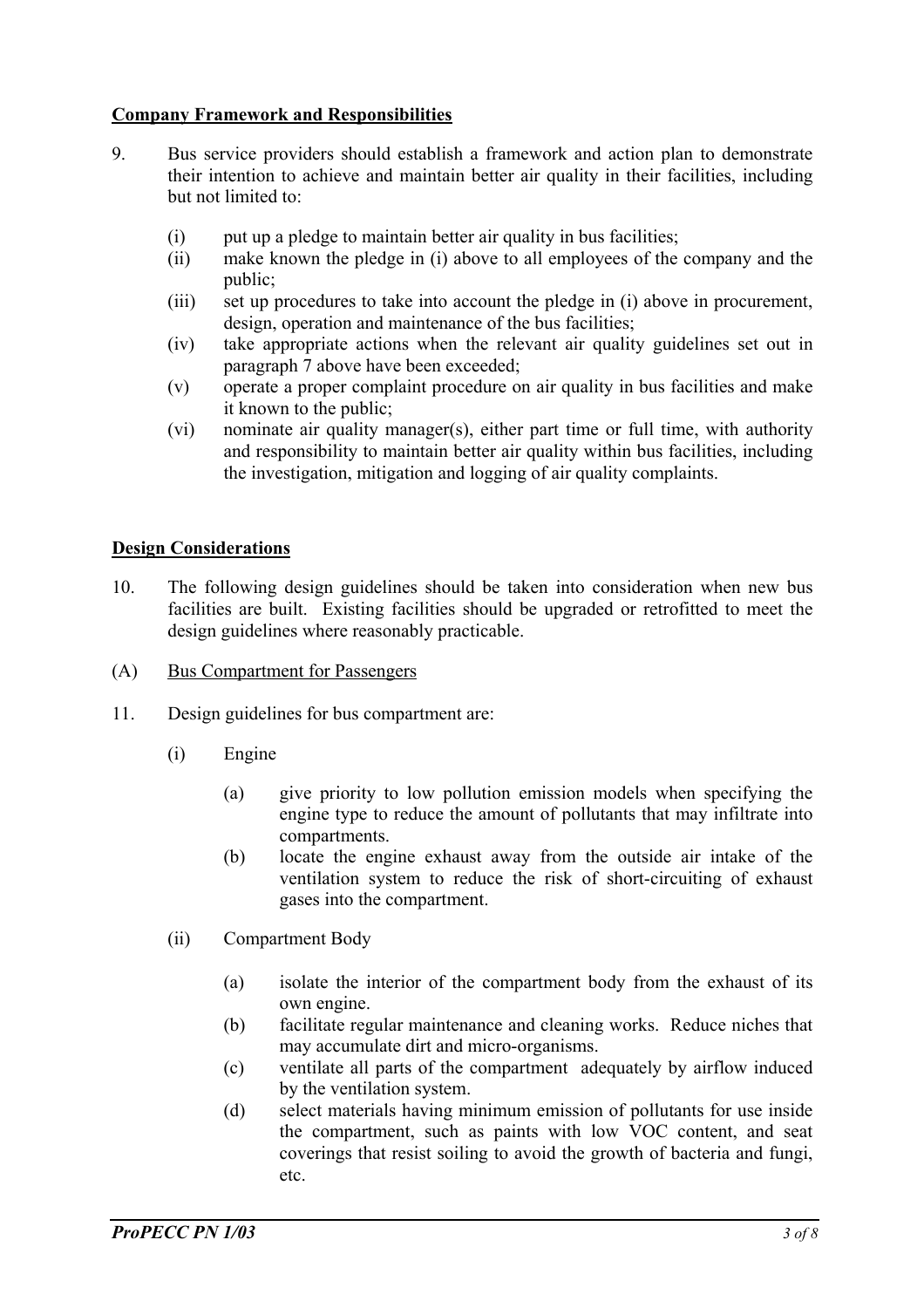## Company Framework and Responsibilities

9. Bus service providers should establish a framework and action plan to demonstrate their intention to achieve and maintain better air quality in their facilities, including but not limited to:

   (i) put up a pledge to maintain better air quality in bus facilities;
   (ii) make known the pledge in (i) above to all employees of the company and the public;
   (iii) set up procedures to take into account the pledge in (i) above in procurement, design, operation and maintenance of the bus facilities;
   (iv) take appropriate actions when the relevant air quality guidelines set out in paragraph 7 above have been exceeded;
   (v) operate a proper complaint procedure on air quality in bus facilities and make it known to the public;
   (vi) nominate air quality manager(s), either part time or full time, with authority and responsibility to maintain better air quality within bus facilities, including the investigation, mitigation and logging of air quality complaints.

## Design Considerations

10. The following design guidelines should be taken into consideration when new bus facilities are built. Existing facilities should be upgraded or retrofitted to meet the design guidelines where reasonably practicable.

(A) Bus Compartment for Passengers

11. Design guidelines for bus compartment are:

   (i) Engine

      (a) give priority to low pollution emission models when specifying the engine type to reduce the amount of pollutants that may infiltrate into compartments.
      (b) locate the engine exhaust away from the outside air intake of the ventilation system to reduce the risk of short-circuiting of exhaust gases into the compartment.

   (ii) Compartment Body

      (a) isolate the interior of the compartment body from the exhaust of its own engine.
      (b) facilitate regular maintenance and cleaning works. Reduce niches that may accumulate dirt and micro-organisms.
      (c) ventilate all parts of the compartment adequately by airflow induced by the ventilation system.
      (d) select materials having minimum emission of pollutants for use inside the compartment, such as paints with low VOC content, and seat coverings that resist soiling to avoid the growth of bacteria and fungi, etc.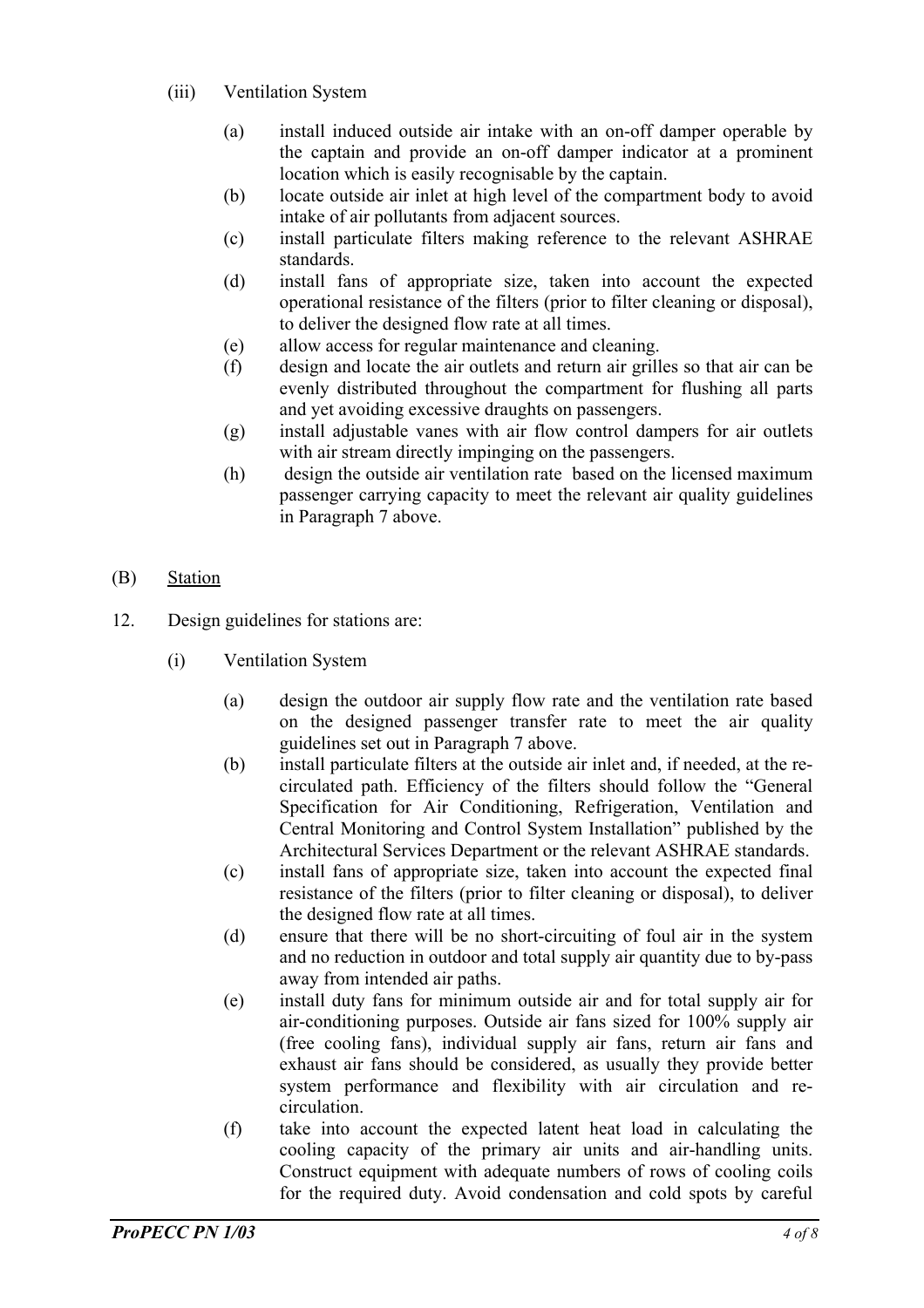(iii) Ventilation System

(a) install induced outside air intake with an on-off damper operable by the captain and provide an on-off damper indicator at a prominent location which is easily recognisable by the captain.

(b) locate outside air inlet at high level of the compartment body to avoid intake of air pollutants from adjacent sources.

(c) install particulate filters making reference to the relevant ASHRAE standards.

(d) install fans of appropriate size, taken into account the expected operational resistance of the filters (prior to filter cleaning or disposal), to deliver the designed flow rate at all times.

(e) allow access for regular maintenance and cleaning.

(f) design and locate the air outlets and return air grilles so that air can be evenly distributed throughout the compartment for flushing all parts and yet avoiding excessive draughts on passengers.

(g) install adjustable vanes with air flow control dampers for air outlets with air stream directly impinging on the passengers.

(h) design the outside air ventilation rate based on the licensed maximum passenger carrying capacity to meet the relevant air quality guidelines in Paragraph 7 above.

## (B) Station

12. Design guidelines for stations are:

(i) Ventilation System

(a) design the outdoor air supply flow rate and the ventilation rate based on the designed passenger transfer rate to meet the air quality guidelines set out in Paragraph 7 above.

(b) install particulate filters at the outside air inlet and, if needed, at the re-circulated path. Efficiency of the filters should follow the "General Specification for Air Conditioning, Refrigeration, Ventilation and Central Monitoring and Control System Installation" published by the Architectural Services Department or the relevant ASHRAE standards.

(c) install fans of appropriate size, taken into account the expected final resistance of the filters (prior to filter cleaning or disposal), to deliver the designed flow rate at all times.

(d) ensure that there will be no short-circuiting of foul air in the system and no reduction in outdoor and total supply air quantity due to by-pass away from intended air paths.

(e) install duty fans for minimum outside air and for total supply air for air-conditioning purposes. Outside air fans sized for 100% supply air (free cooling fans), individual supply air fans, return air fans and exhaust air fans should be considered, as usually they provide better system performance and flexibility with air circulation and re-circulation.

(f) take into account the expected latent heat load in calculating the cooling capacity of the primary air units and air-handling units. Construct equipment with adequate numbers of rows of cooling coils for the required duty. Avoid condensation and cold spots by careful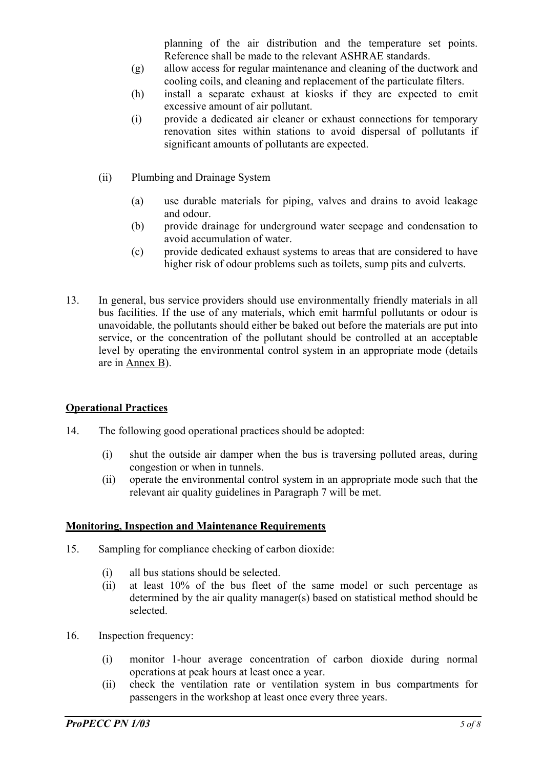planning of the air distribution and the temperature set points. Reference shall be made to the relevant ASHRAE standards.

(g) allow access for regular maintenance and cleaning of the ductwork and cooling coils, and cleaning and replacement of the particulate filters.

(h) install a separate exhaust at kiosks if they are expected to emit excessive amount of air pollutant.

(i) provide a dedicated air cleaner or exhaust connections for temporary renovation sites within stations to avoid dispersal of pollutants if significant amounts of pollutants are expected.

(ii) Plumbing and Drainage System

(a) use durable materials for piping, valves and drains to avoid leakage and odour.

(b) provide drainage for underground water seepage and condensation to avoid accumulation of water.

(c) provide dedicated exhaust systems to areas that are considered to have higher risk of odour problems such as toilets, sump pits and culverts.

13. In general, bus service providers should use environmentally friendly materials in all bus facilities. If the use of any materials, which emit harmful pollutants or odour is unavoidable, the pollutants should either be baked out before the materials are put into service, or the concentration of the pollutant should be controlled at an acceptable level by operating the environmental control system in an appropriate mode (details are in Annex B).

## Operational Practices

14. The following good operational practices should be adopted:

(i) shut the outside air damper when the bus is traversing polluted areas, during congestion or when in tunnels.

(ii) operate the environmental control system in an appropriate mode such that the relevant air quality guidelines in Paragraph 7 will be met.

## Monitoring, Inspection and Maintenance Requirements

15. Sampling for compliance checking of carbon dioxide:

(i) all bus stations should be selected.

(ii) at least 10% of the bus fleet of the same model or such percentage as determined by the air quality manager(s) based on statistical method should be selected.

16. Inspection frequency:

(i) monitor 1-hour average concentration of carbon dioxide during normal operations at peak hours at least once a year.

(ii) check the ventilation rate or ventilation system in bus compartments for passengers in the workshop at least once every three years.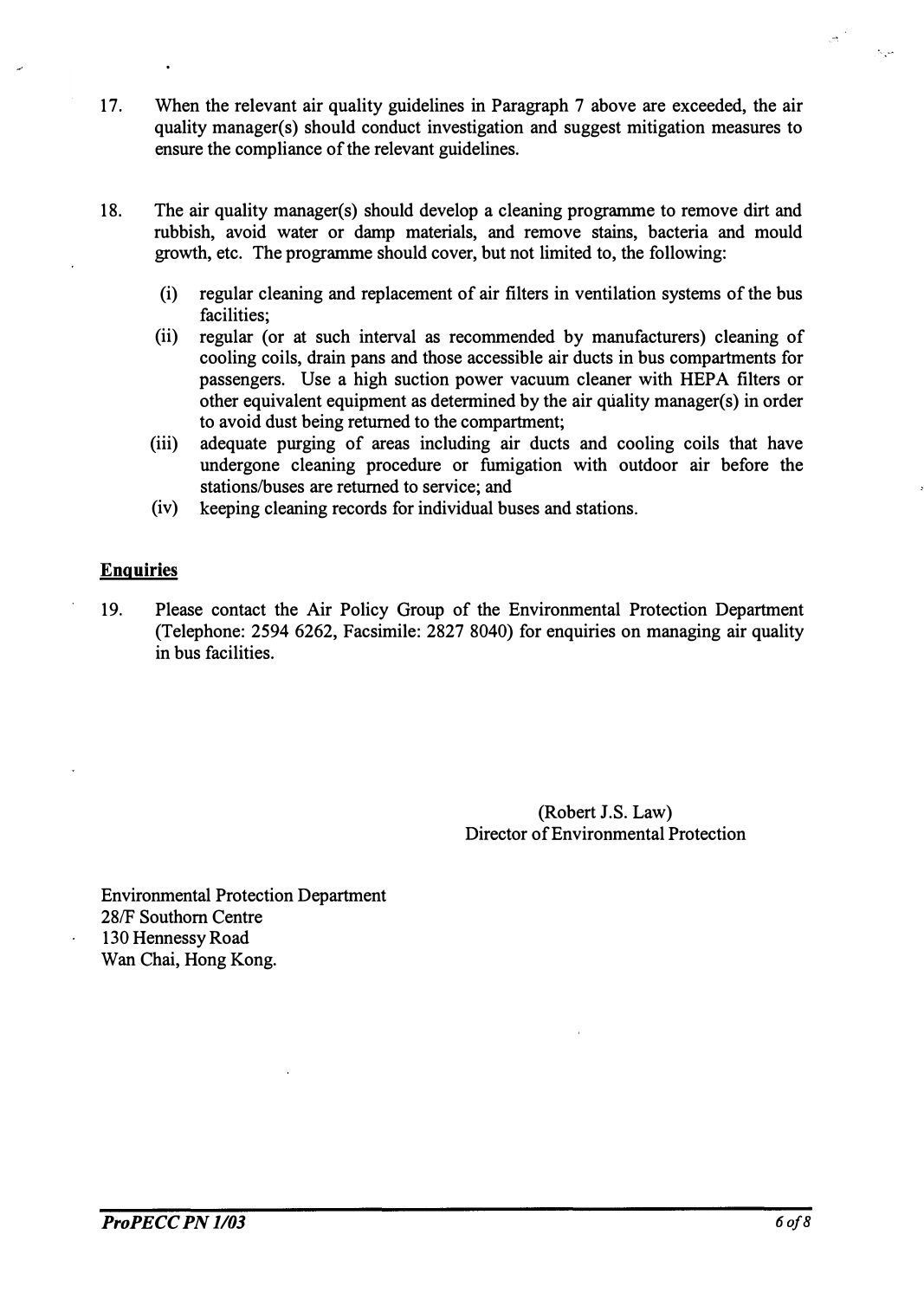17. When the relevant air quality guidelines in Paragraph 7 above are exceeded, the air quality manager(s) should conduct investigation and suggest mitigation measures to ensure the compliance of the relevant guidelines.

18. The air quality manager(s) should develop a cleaning programme to remove dirt and rubbish, avoid water or damp materials, and remove stains, bacteria and mould growth, etc. The programme should cover, but not limited to, the following:

    (i) regular cleaning and replacement of air filters in ventilation systems of the bus facilities;

    (ii) regular (or at such interval as recommended by manufacturers) cleaning of cooling coils, drain pans and those accessible air ducts in bus compartments for passengers. Use a high suction power vacuum cleaner with HEPA filters or other equivalent equipment as determined by the air quality manager(s) in order to avoid dust being returned to the compartment;

    (iii) adequate purging of areas including air ducts and cooling coils that have undergone cleaning procedure or fumigation with outdoor air before the stations/buses are returned to service; and

    (iv) keeping cleaning records for individual buses and stations.

## Enquiries

19. Please contact the Air Policy Group of the Environmental Protection Department (Telephone: 2594 6262, Facsimile: 2827 8040) for enquiries on managing air quality in bus facilities.

(Robert J.S. Law)
Director of Environmental Protection

Environmental Protection Department
28/F Southorn Centre
130 Hennessy Road
Wan Chai, Hong Kong.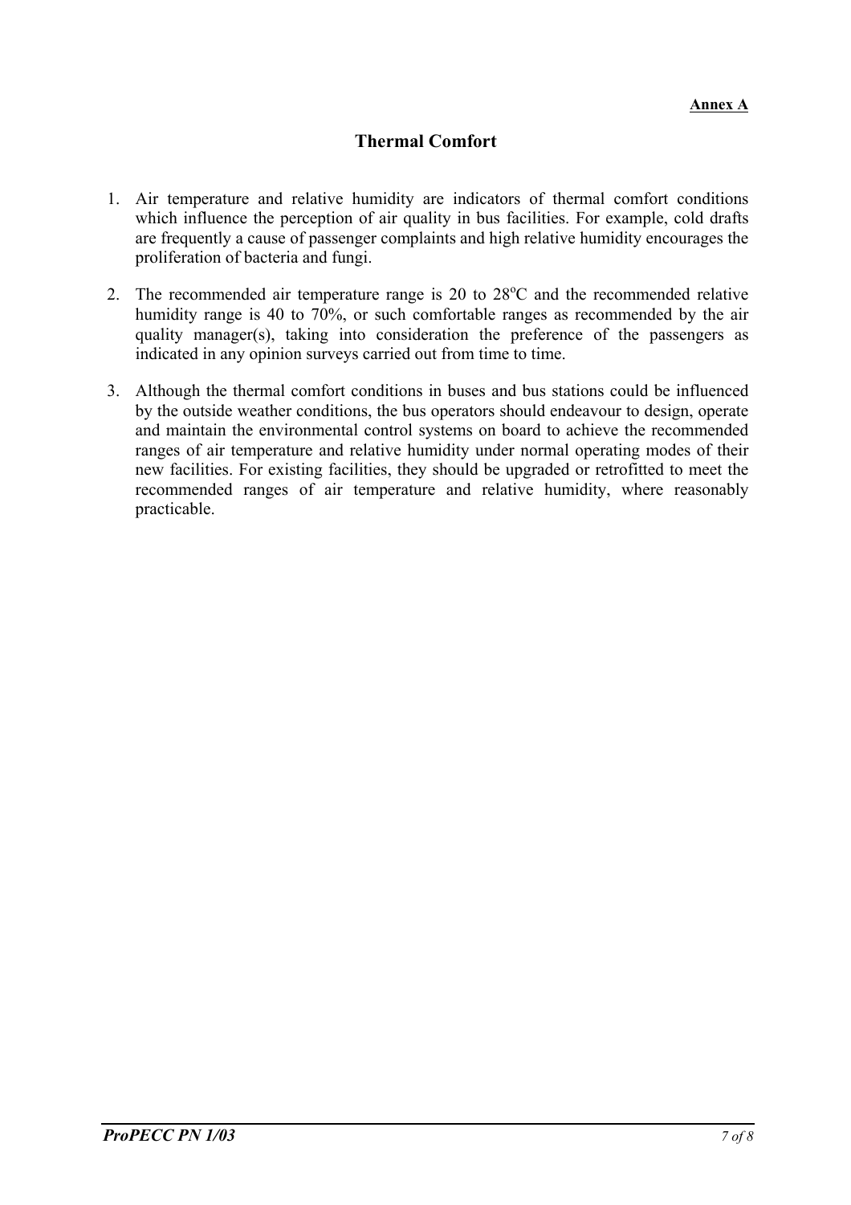**Annex A**

## Thermal Comfort

1. Air temperature and relative humidity are indicators of thermal comfort conditions which influence the perception of air quality in bus facilities. For example, cold drafts are frequently a cause of passenger complaints and high relative humidity encourages the proliferation of bacteria and fungi.

2. The recommended air temperature range is 20 to 28$^{o}$C and the recommended relative humidity range is 40 to 70%, or such comfortable ranges as recommended by the air quality manager(s), taking into consideration the preference of the passengers as indicated in any opinion surveys carried out from time to time.

3. Although the thermal comfort conditions in buses and bus stations could be influenced by the outside weather conditions, the bus operators should endeavour to design, operate and maintain the environmental control systems on board to achieve the recommended ranges of air temperature and relative humidity under normal operating modes of their new facilities. For existing facilities, they should be upgraded or retrofitted to meet the recommended ranges of air temperature and relative humidity, where reasonably practicable.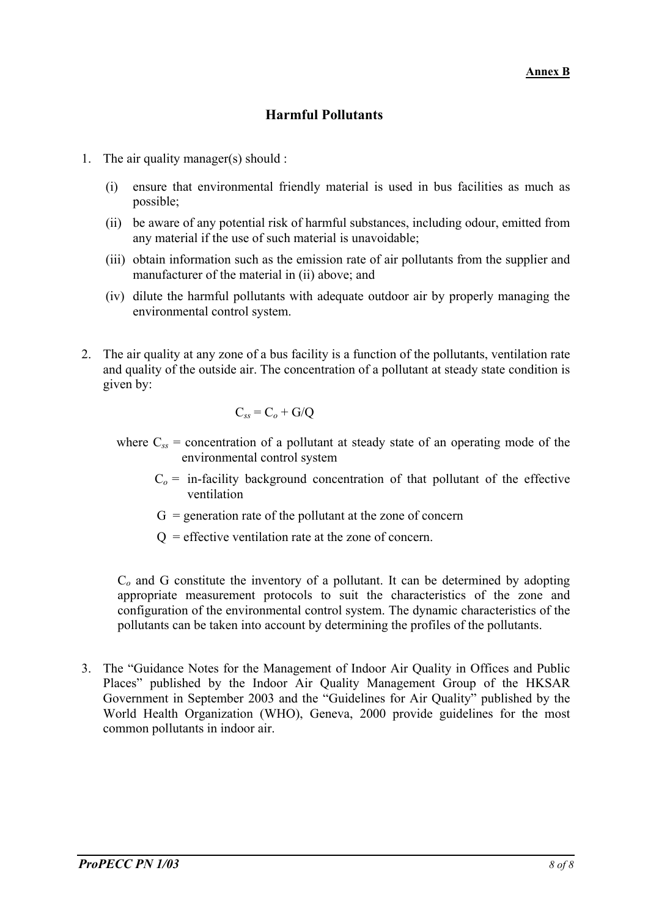**Annex B**

## Harmful Pollutants

1. The air quality manager(s) should :

   (i) ensure that environmental friendly material is used in bus facilities as much as possible;

   (ii) be aware of any potential risk of harmful substances, including odour, emitted from any material if the use of such material is unavoidable;

   (iii) obtain information such as the emission rate of air pollutants from the supplier and manufacturer of the material in (ii) above; and

   (iv) dilute the harmful pollutants with adequate outdoor air by properly managing the environmental control system.

2. The air quality at any zone of a bus facility is a function of the pollutants, ventilation rate and quality of the outside air. The concentration of a pollutant at steady state condition is given by:

$$C_{ss} = C_o + G/Q$$

   where $C_{ss}$ = concentration of a pollutant at steady state of an operating mode of the environmental control system

   $C_o$ = in-facility background concentration of that pollutant of the effective ventilation

   G = generation rate of the pollutant at the zone of concern

   Q = effective ventilation rate at the zone of concern.

   $C_o$ and G constitute the inventory of a pollutant. It can be determined by adopting appropriate measurement protocols to suit the characteristics of the zone and configuration of the environmental control system. The dynamic characteristics of the pollutants can be taken into account by determining the profiles of the pollutants.

3. The "Guidance Notes for the Management of Indoor Air Quality in Offices and Public Places" published by the Indoor Air Quality Management Group of the HKSAR Government in September 2003 and the "Guidelines for Air Quality" published by the World Health Organization (WHO), Geneva, 2000 provide guidelines for the most common pollutants in indoor air.